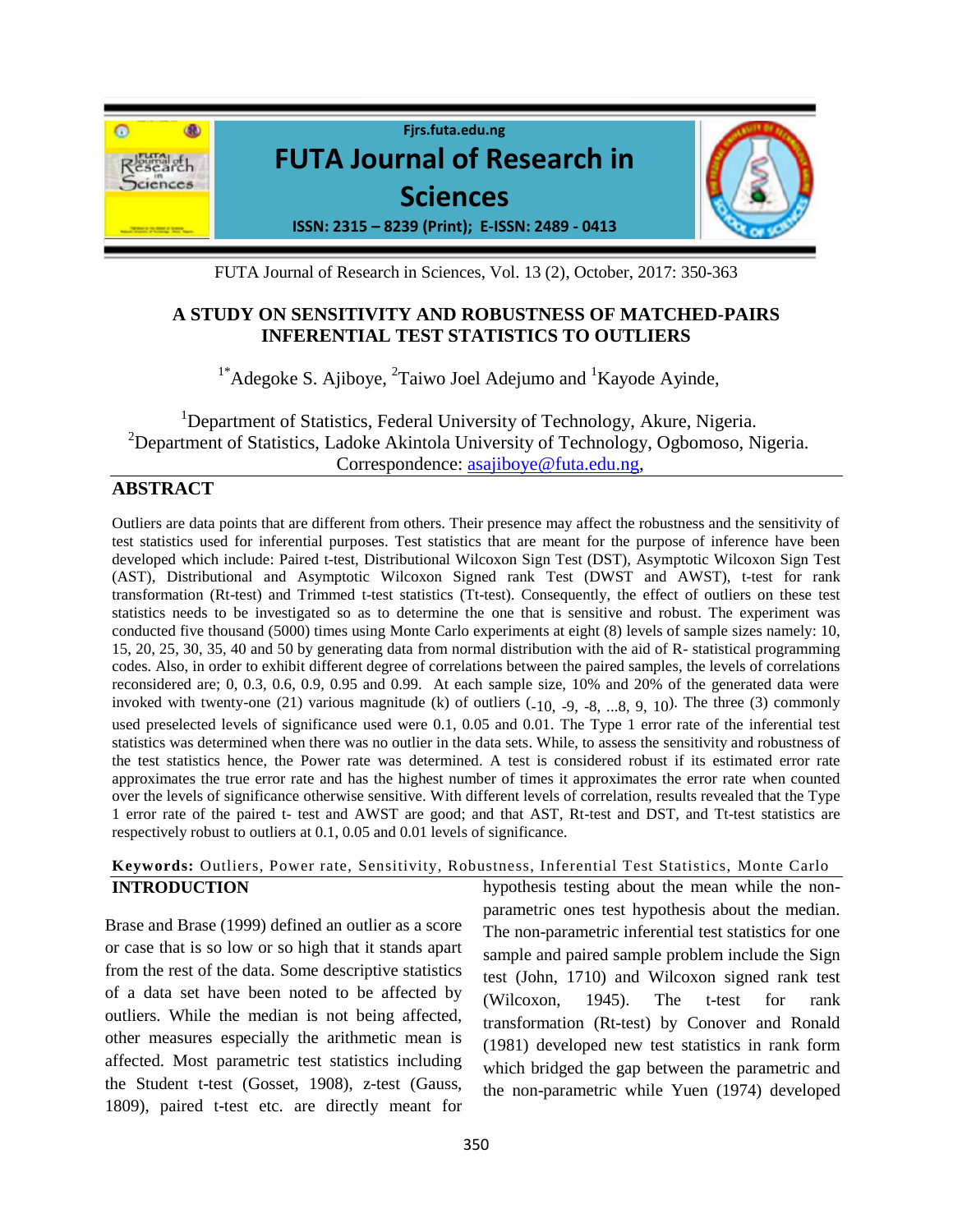# A STUDY ON SENSITIVITY AND ROBUSTNESS OF MATCHED-PAIRS INFERENTIAL TEST STATISTICS TO OUTLIERS

[1*]Adegoke S. Ajiboye, [2]Taiwo Joel Adejumo and [1]Kayode Ayinde,

[1]Department of Statistics, Federal University of Technology, Akure, Nigeria.
[2]Department of Statistics, Ladoke Akintola University of Technology, Ogbomoso, Nigeria.
Correspondence: asajiboye@futa.edu.ng,

## ABSTRACT

Outliers are data points that are different from others. Their presence may affect the robustness and the sensitivity of test statistics used for inferential purposes. Test statistics that are meant for the purpose of inference have been developed which include: Paired t-test, Distributional Wilcoxon Sign Test (DST), Asymptotic Wilcoxon Sign Test (AST), Distributional and Asymptotic Wilcoxon Signed rank Test (DWST and AWST), t-test for rank transformation (Rt-test) and Trimmed t-test statistics (Tt-test). Consequently, the effect of outliers on these test statistics needs to be investigated so as to determine the one that is sensitive and robust. The experiment was conducted five thousand (5000) times using Monte Carlo experiments at eight (8) levels of sample sizes namely: 10, 15, 20, 25, 30, 35, 40 and 50 by generating data from normal distribution with the aid of R- statistical programming codes. Also, in order to exhibit different degree of correlations between the paired samples, the levels of correlations reconsidered are; 0, 0.3, 0.6, 0.9, 0.95 and 0.99. At each sample size, 10% and 20% of the generated data were invoked with twenty-one (21) various magnitude (k) of outliers (-10, -9, -8, ...8, 9, 10). The three (3) commonly used preselected levels of significance used were 0.1, 0.05 and 0.01. The Type 1 error rate of the inferential test statistics was determined when there was no outlier in the data sets. While, to assess the sensitivity and robustness of the test statistics hence, the Power rate was determined. A test is considered robust if its estimated error rate approximates the true error rate and has the highest number of times it approximates the error rate when counted over the levels of significance otherwise sensitive. With different levels of correlation, results revealed that the Type 1 error rate of the paired t- test and AWST are good; and that AST, Rt-test and DST, and Tt-test statistics are respectively robust to outliers at 0.1, 0.05 and 0.01 levels of significance.

**Keywords:** Outliers, Power rate, Sensitivity, Robustness, Inferential Test Statistics, Monte Carlo

## INTRODUCTION

Brase and Brase (1999) defined an outlier as a score or case that is so low or so high that it stands apart from the rest of the data. Some descriptive statistics of a data set have been noted to be affected by outliers. While the median is not being affected, other measures especially the arithmetic mean is affected. Most parametric test statistics including the Student t-test (Gosset, 1908), z-test (Gauss, 1809), paired t-test etc. are directly meant for hypothesis testing about the mean while the non-parametric ones test hypothesis about the median. The non-parametric inferential test statistics for one sample and paired sample problem include the Sign test (John, 1710) and Wilcoxon signed rank test (Wilcoxon, 1945). The t-test for rank transformation (Rt-test) by Conover and Ronald (1981) developed new test statistics in rank form which bridged the gap between the parametric and the non-parametric while Yuen (1974) developed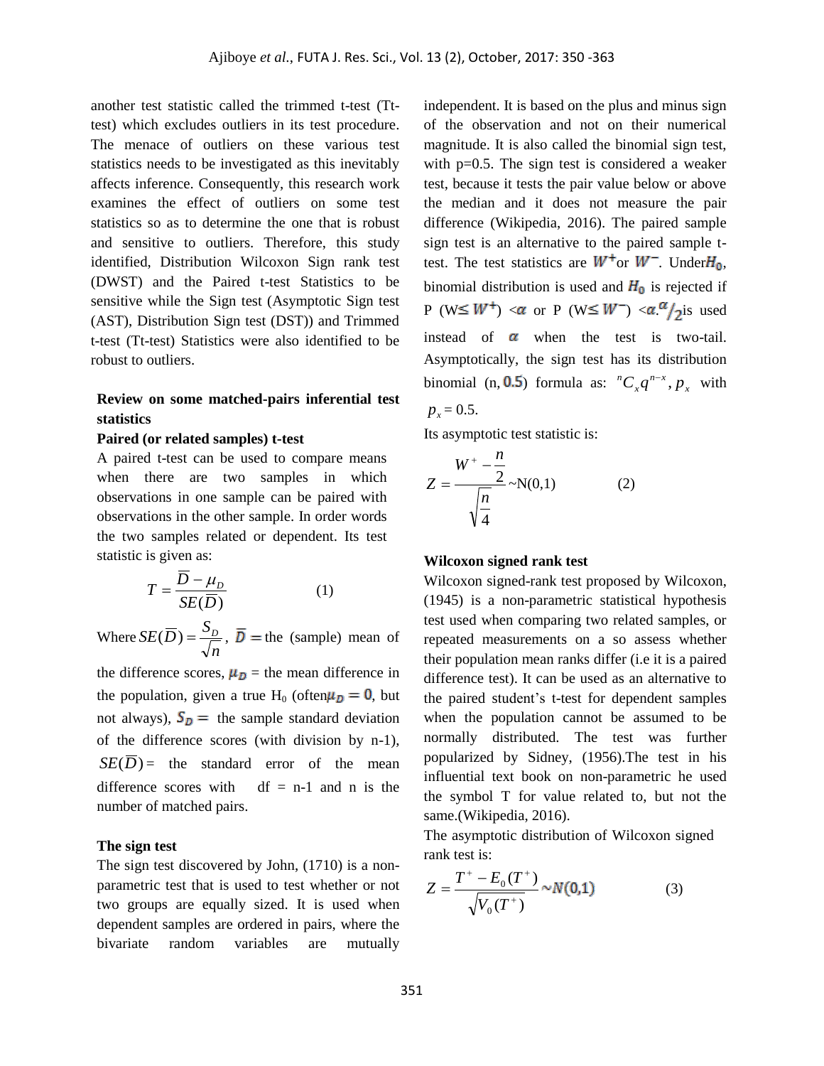another test statistic called the trimmed t-test (Tt-test) which excludes outliers in its test procedure. The menace of outliers on these various test statistics needs to be investigated as this inevitably affects inference. Consequently, this research work examines the effect of outliers on some test statistics so as to determine the one that is robust and sensitive to outliers. Therefore, this study identified, Distribution Wilcoxon Sign rank test (DWST) and the Paired t-test Statistics to be sensitive while the Sign test (Asymptotic Sign test (AST), Distribution Sign test (DST)) and Trimmed t-test (Tt-test) Statistics were also identified to be robust to outliers.

## Review on some matched-pairs inferential test statistics

### Paired (or related samples) t-test

A paired t-test can be used to compare means when there are two samples in which observations in one sample can be paired with observations in the other sample. In order words the two samples related or dependent. Its test statistic is given as:

$$T = \frac{\overline{D} - \mu_D}{SE(\overline{D})} \qquad (1)$$

Where $SE(\overline{D}) = \frac{S_D}{\sqrt{n}}$, $\overline{D} =$ the (sample) mean of the difference scores, $\mu_D$ = the mean difference in the population, given a true $H_0$ (often $\mu_D = 0$, but not always), $S_D =$ the sample standard deviation of the difference scores (with division by n-1), $SE(\overline{D})$ = the standard error of the mean difference scores with df = n-1 and n is the number of matched pairs.

### The sign test

The sign test discovered by John, (1710) is a non-parametric test that is used to test whether or not two groups are equally sized. It is used when dependent samples are ordered in pairs, where the bivariate random variables are mutually independent. It is based on the plus and minus sign of the observation and not on their numerical magnitude. It is also called the binomial sign test, with p=0.5. The sign test is considered a weaker test, because it tests the pair value below or above the median and it does not measure the pair difference (Wikipedia, 2016). The paired sample sign test is an alternative to the paired sample t-test. The test statistics are $W^+$ or $W^-$. Under $H_0$, binomial distribution is used and $H_0$ is rejected if P ($W \leq W^+$) $< \alpha$ or P ($W \leq W^-$) $< \alpha$. $\alpha/2$ is used instead of $\alpha$ when the test is two-tail. Asymptotically, the sign test has its distribution binomial (n, 0.5) formula as: ${}^nC_x q^{n-x}, p_x$ with $p_x = 0.5$.

Its asymptotic test statistic is:

$$Z = \frac{W^+ - \frac{n}{2}}{\sqrt{\frac{n}{4}}} \sim N(0,1) \qquad (2)$$

### Wilcoxon signed rank test

Wilcoxon signed-rank test proposed by Wilcoxon, (1945) is a non-parametric statistical hypothesis test used when comparing two related samples, or repeated measurements on a so assess whether their population mean ranks differ (i.e it is a paired difference test). It can be used as an alternative to the paired student's t-test for dependent samples when the population cannot be assumed to be normally distributed. The test was further popularized by Sidney, (1956).The test in his influential text book on non-parametric he used the symbol T for value related to, but not the same.(Wikipedia, 2016).

The asymptotic distribution of Wilcoxon signed rank test is:

$$Z = \frac{T^+ - E_0(T^+)}{\sqrt{V_0(T^+)}} \sim N(0,1) \qquad (3)$$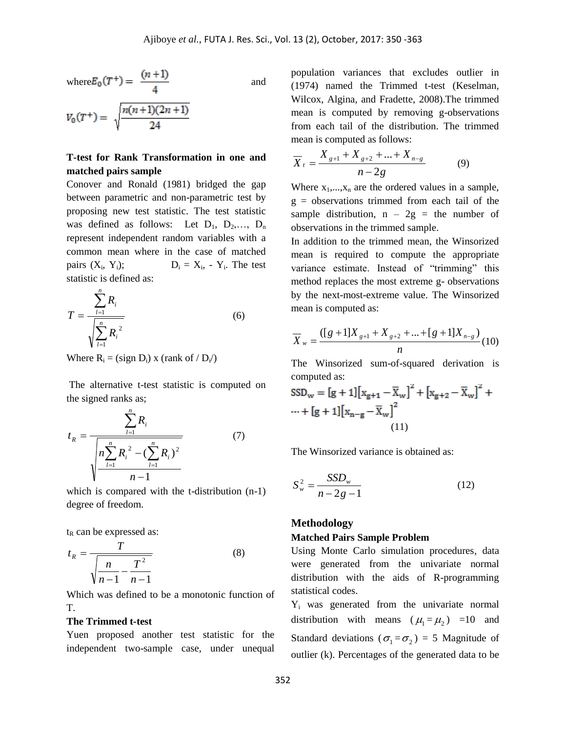where $E_0(T^+) = \frac{(n+1)}{4}$ and

$$V_0(T^+) = \sqrt{\frac{n(n+1)(2n+1)}{24}}$$

**T-test for Rank Transformation in one and matched pairs sample**

Conover and Ronald (1981) bridged the gap between parametric and non-parametric test by proposing new test statistic. The test statistic was defined as follows: Let $D_1, D_2, \ldots, D_n$ represent independent random variables with a common mean where in the case of matched pairs $(X_i, Y_i)$; $D_i = X_i - Y_i$. The test statistic is defined as:

$$T = \frac{\sum_{l=1}^{n} R_i}{\sqrt{\sum_{l=1}^{n} R_i^2}} \tag{6}$$

Where $R_i$ = (sign $D_i$) x (rank of / $D_i$/)

The alternative t-test statistic is computed on the signed ranks as;

$$t_R = \frac{\sum_{l=1}^{n} R_i}{\sqrt{\frac{n\sum_{l=1}^{n} R_i^2 - (\sum_{l=1}^{n} R_i)^2}{n-1}}} \tag{7}$$

which is compared with the t-distribution (n-1) degree of freedom.

$t_R$ can be expressed as:

$$t_R = \frac{T}{\sqrt{\frac{n}{n-1} - \frac{T^2}{n-1}}} \tag{8}$$

Which was defined to be a monotonic function of T.

**The Trimmed t-test**

Yuen proposed another test statistic for the independent two-sample case, under unequal population variances that excludes outlier in (1974) named the Trimmed t-test (Keselman, Wilcox, Algina, and Fradette, 2008).The trimmed mean is computed by removing g-observations from each tail of the distribution. The trimmed mean is computed as follows:

$$\overline{X}_t = \frac{X_{g+1} + X_{g+2} + \ldots + X_{n-g}}{n-2g} \tag{9}$$

Where $x_1, \ldots, x_n$ are the ordered values in a sample, g = observations trimmed from each tail of the sample distribution, $n - 2g$ = the number of observations in the trimmed sample.

In addition to the trimmed mean, the Winsorized mean is required to compute the appropriate variance estimate. Instead of "trimming" this method replaces the most extreme g- observations by the next-most-extreme value. The Winsorized mean is computed as:

$$\overline{X}_w = \frac{([g+1]X_{g+1} + X_{g+2} + \ldots + [g+1]X_{n-g})}{n} \tag{10}$$

The Winsorized sum-of-squared derivation is computed as:

$$SSD_w = [g+1][x_{g+1} - \overline{X}_w]^2 + [x_{g+2} - \overline{X}_w]^2 + \cdots + [g+1][x_{n-g} - \overline{X}_w]^2 \tag{11}$$

The Winsorized variance is obtained as:

$$S_w^2 = \frac{SSD_w}{n-2g-1} \tag{12}$$

## Methodology

**Matched Pairs Sample Problem**

Using Monte Carlo simulation procedures, data were generated from the univariate normal distribution with the aids of R-programming statistical codes.

$Y_i$ was generated from the univariate normal distribution with means $(\mu_1 = \mu_2)$ =10 and Standard deviations $(\sigma_1 = \sigma_2)$ = 5 Magnitude of outlier (k). Percentages of the generated data to be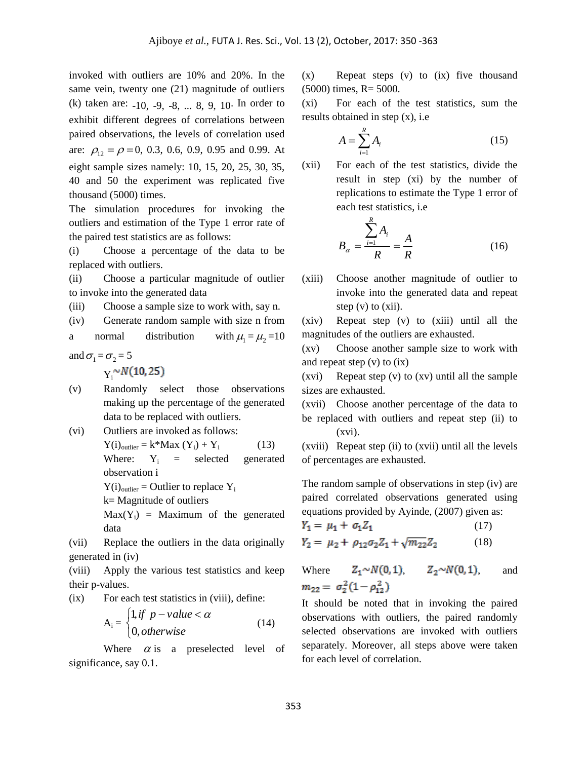invoked with outliers are 10% and 20%. In the same vein, twenty one (21) magnitude of outliers (k) taken are: -10, -9, -8, ... 8, 9, 10. In order to exhibit different degrees of correlations between paired observations, the levels of correlation used are: $\rho_{12} = \rho = 0$, 0.3, 0.6, 0.9, 0.95 and 0.99. At eight sample sizes namely: 10, 15, 20, 25, 30, 35, 40 and 50 the experiment was replicated five thousand (5000) times.

The simulation procedures for invoking the outliers and estimation of the Type 1 error rate of the paired test statistics are as follows:

(i) Choose a percentage of the data to be replaced with outliers.

(ii) Choose a particular magnitude of outlier to invoke into the generated data

(iii) Choose a sample size to work with, say n.

(iv) Generate random sample with size n from a normal distribution with $\mu_1 = \mu_2 = 10$ and $\sigma_1 = \sigma_2 = 5$

$Y_i \sim N(10, 25)$

(v) Randomly select those observations making up the percentage of the generated data to be replaced with outliers.

(vi) Outliers are invoked as follows:

$$Y(i)_{outlier} = k * \text{Max}(Y_i) + Y_i \tag{13}$$

Where: $Y_i$ = selected generated observation i

$Y(i)_{outlier}$ = Outlier to replace $Y_i$

k= Magnitude of outliers

$\text{Max}(Y_i)$ = Maximum of the generated data

(vii) Replace the outliers in the data originally generated in (iv)

(viii) Apply the various test statistics and keep their p-values.

(ix) For each test statistics in (viii), define:

$$A_i = \begin{cases} 1, & if \ \ p - value < \alpha \\ 0, & otherwise \end{cases} \tag{14}$$

Where $\alpha$ is a preselected level of significance, say 0.1.

(x) Repeat steps (v) to (ix) five thousand (5000) times, R= 5000.

(xi) For each of the test statistics, sum the results obtained in step (x), i.e

$$A = \sum_{i=1}^{R} A_i \tag{15}$$

(xii) For each of the test statistics, divide the result in step (xi) by the number of replications to estimate the Type 1 error of each test statistics, i.e

$$B_\alpha = \frac{\sum_{i=1}^{R} A_i}{R} = \frac{A}{R} \tag{16}$$

(xiii) Choose another magnitude of outlier to invoke into the generated data and repeat step (v) to (xii).

(xiv) Repeat step (v) to (xiii) until all the magnitudes of the outliers are exhausted.

(xv) Choose another sample size to work with and repeat step (v) to (ix)

(xvi) Repeat step (v) to (xv) until all the sample sizes are exhausted.

(xvii) Choose another percentage of the data to be replaced with outliers and repeat step (ii) to (xvi).

(xviii) Repeat step (ii) to (xvii) until all the levels of percentages are exhausted.

The random sample of observations in step (iv) are paired correlated observations generated using equations provided by Ayinde, (2007) given as:

$$Y_1 = \mu_1 + \sigma_1 Z_1 \tag{17}$$

$$Y_2 = \mu_2 + \rho_{12}\sigma_2 Z_1 + \sqrt{m_{22}} Z_2 \tag{18}$$

Where $Z_1 \sim N(0,1)$, $Z_2 \sim N(0,1)$, and $m_{22} = \sigma_2^2(1 - \rho_{12}^2)$

It should be noted that in invoking the paired observations with outliers, the paired randomly selected observations are invoked with outliers separately. Moreover, all steps above were taken for each level of correlation.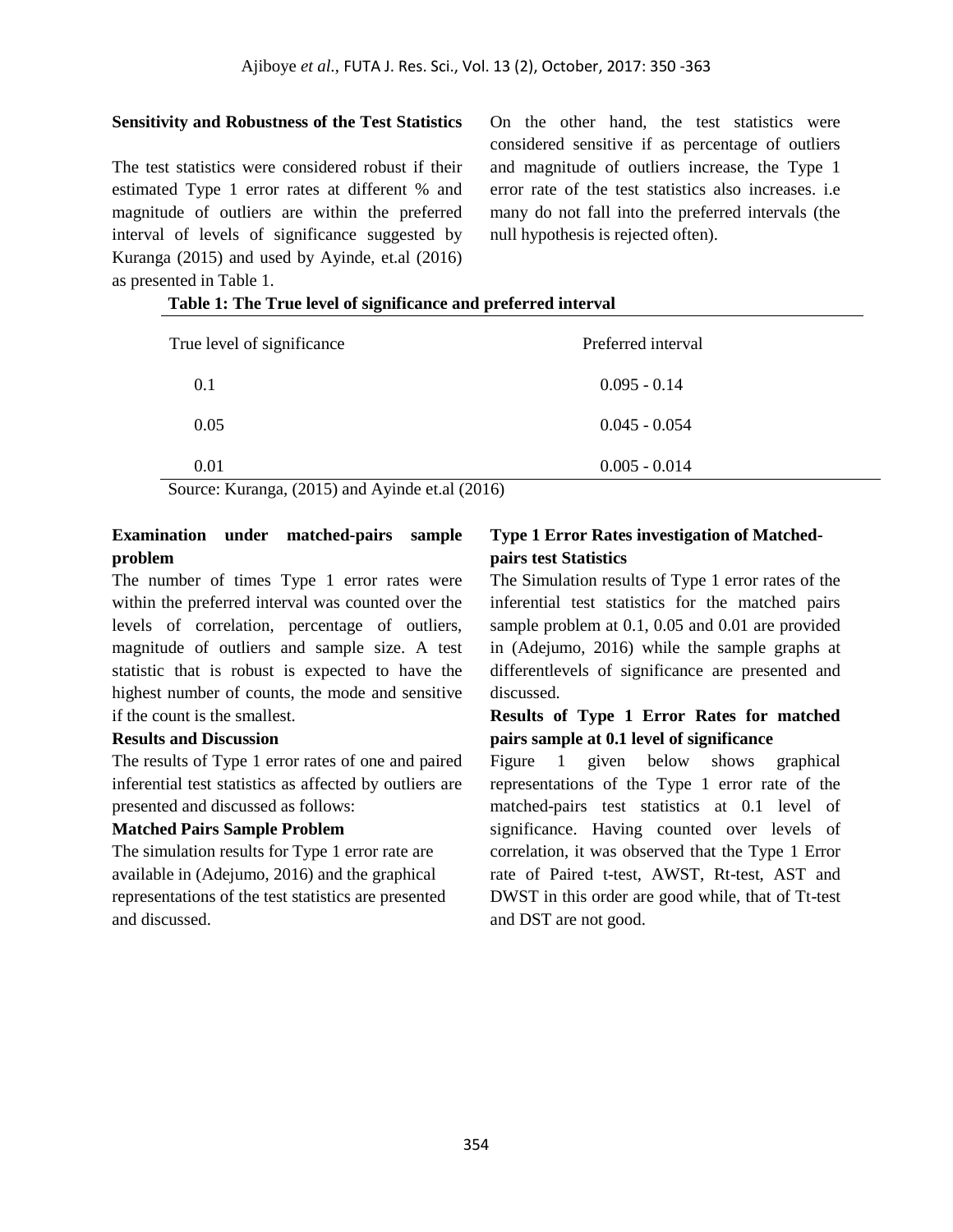**Sensitivity and Robustness of the Test Statistics**

The test statistics were considered robust if their estimated Type 1 error rates at different % and magnitude of outliers are within the preferred interval of levels of significance suggested by Kuranga (2015) and used by Ayinde, et.al (2016) as presented in Table 1.

On the other hand, the test statistics were considered sensitive if as percentage of outliers and magnitude of outliers increase, the Type 1 error rate of the test statistics also increases. i.e many do not fall into the preferred intervals (the null hypothesis is rejected often).

**Table 1: The True level of significance and preferred interval**

| True level of significance | Preferred interval |
|---|---|
| 0.1 | 0.095 - 0.14 |
| 0.05 | 0.045 - 0.054 |
| 0.01 | 0.005 - 0.014 |

Source: Kuranga, (2015) and Ayinde et.al (2016)

**Examination under matched-pairs sample problem**

The number of times Type 1 error rates were within the preferred interval was counted over the levels of correlation, percentage of outliers, magnitude of outliers and sample size. A test statistic that is robust is expected to have the highest number of counts, the mode and sensitive if the count is the smallest.

**Results and Discussion**

The results of Type 1 error rates of one and paired inferential test statistics as affected by outliers are presented and discussed as follows:

**Matched Pairs Sample Problem**

The simulation results for Type 1 error rate are available in (Adejumo, 2016) and the graphical representations of the test statistics are presented and discussed.

**Type 1 Error Rates investigation of Matched-pairs test Statistics**

The Simulation results of Type 1 error rates of the inferential test statistics for the matched pairs sample problem at 0.1, 0.05 and 0.01 are provided in (Adejumo, 2016) while the sample graphs at differentlevels of significance are presented and discussed.

**Results of Type 1 Error Rates for matched pairs sample at 0.1 level of significance**

Figure 1 given below shows graphical representations of the Type 1 error rate of the matched-pairs test statistics at 0.1 level of significance. Having counted over levels of correlation, it was observed that the Type 1 Error rate of Paired t-test, AWST, Rt-test, AST and DWST in this order are good while, that of Tt-test and DST are not good.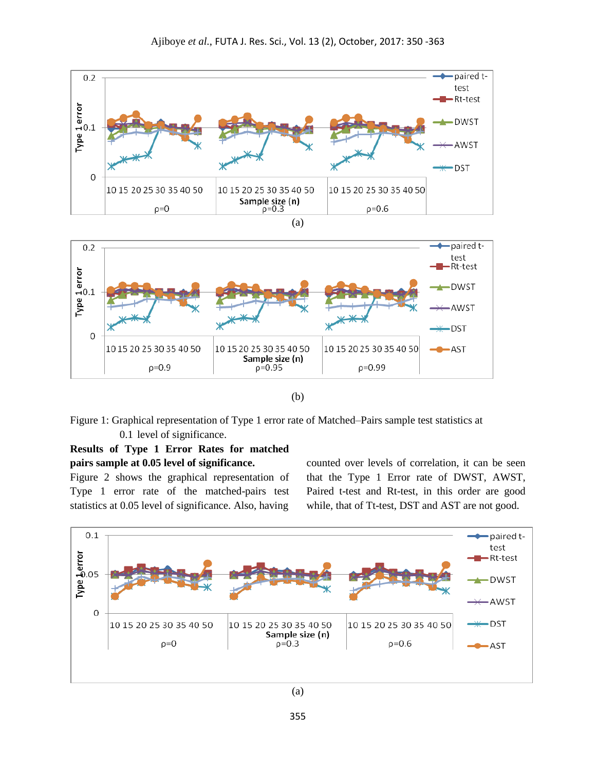(a)

(b)

Figure 1: Graphical representation of Type 1 error rate of Matched–Pairs sample test statistics at 0.1 level of significance.

**Results of Type 1 Error Rates for matched pairs sample at 0.05 level of significance.**

Figure 2 shows the graphical representation of Type 1 error rate of the matched-pairs test statistics at 0.05 level of significance. Also, having counted over levels of correlation, it can be seen that the Type 1 Error rate of DWST, AWST, Paired t-test and Rt-test, in this order are good while, that of Tt-test, DST and AST are not good.

(a)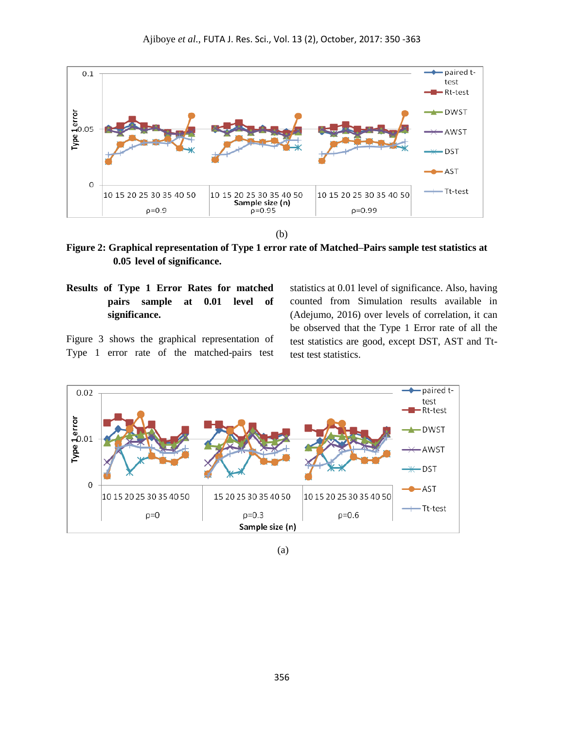(b)

**Figure 2: Graphical representation of Type 1 error rate of Matched–Pairs sample test statistics at 0.05 level of significance.**

**Results of Type 1 Error Rates for matched pairs sample at 0.01 level of significance.**

Figure 3 shows the graphical representation of Type 1 error rate of the matched-pairs test statistics at 0.01 level of significance. Also, having counted from Simulation results available in (Adejumo, 2016) over levels of correlation, it can be observed that the Type 1 Error rate of all the test statistics are good, except DST, AST and Tt-test test statistics.

(a)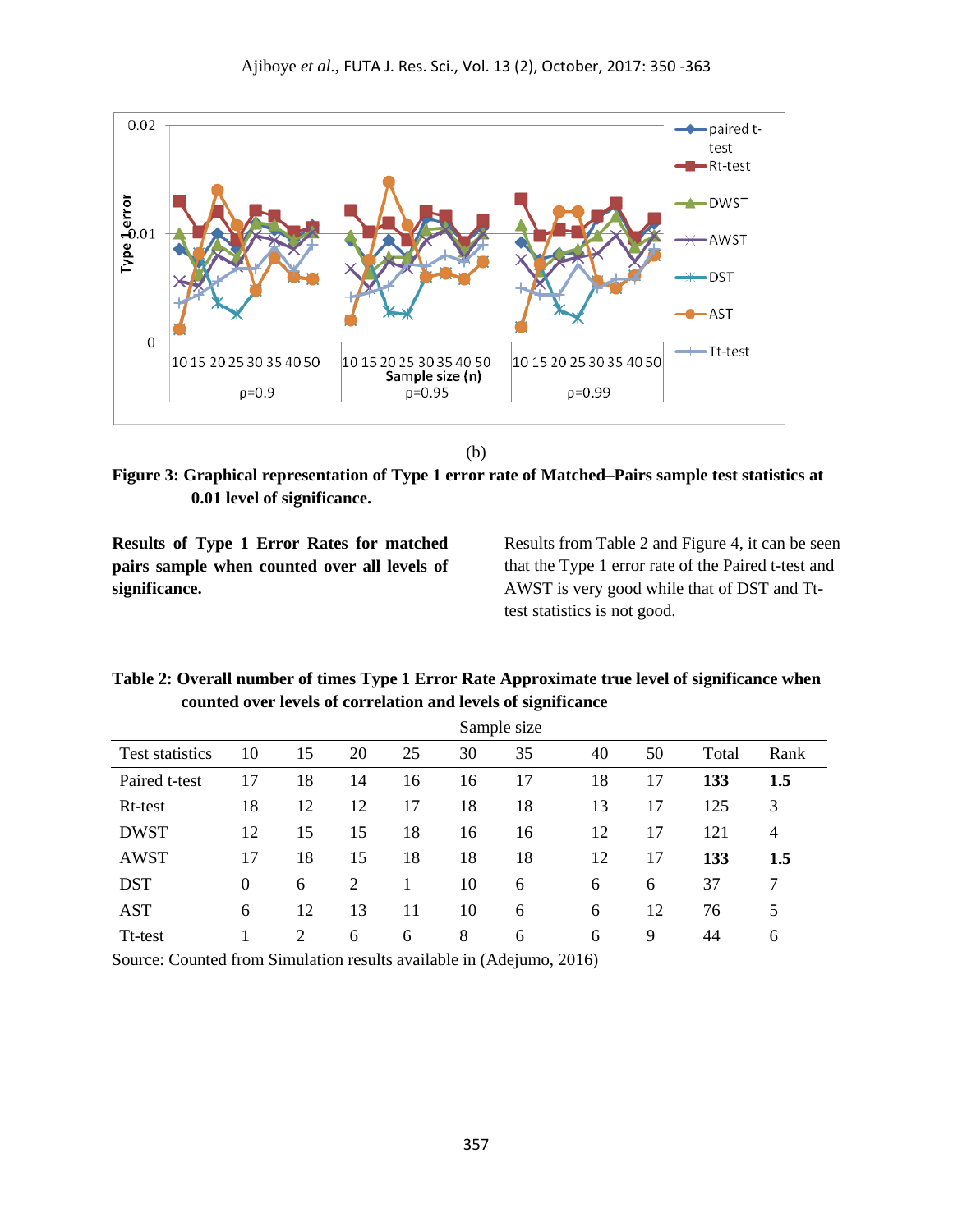(b)

**Figure 3: Graphical representation of Type 1 error rate of Matched–Pairs sample test statistics at 0.01 level of significance.**

**Results of Type 1 Error Rates for matched pairs sample when counted over all levels of significance.**

Results from Table 2 and Figure 4, it can be seen that the Type 1 error rate of the Paired t-test and AWST is very good while that of DST and Tt-test statistics is not good.

**Table 2: Overall number of times Type 1 Error Rate Approximate true level of significance when counted over levels of correlation and levels of significance**

| | Sample size | | | | | | | | | |
|---|---|---|---|---|---|---|---|---|---|---|
| Test statistics | 10 | 15 | 20 | 25 | 30 | 35 | 40 | 50 | Total | Rank |
| Paired t-test | 17 | 18 | 14 | 16 | 16 | 17 | 18 | 17 | **133** | **1.5** |
| Rt-test | 18 | 12 | 12 | 17 | 18 | 18 | 13 | 17 | 125 | 3 |
| DWST | 12 | 15 | 15 | 18 | 16 | 16 | 12 | 17 | 121 | 4 |
| AWST | 17 | 18 | 15 | 18 | 18 | 18 | 12 | 17 | **133** | **1.5** |
| DST | 0 | 6 | 2 | 1 | 10 | 6 | 6 | 6 | 37 | 7 |
| AST | 6 | 12 | 13 | 11 | 10 | 6 | 6 | 12 | 76 | 5 |
| Tt-test | 1 | 2 | 6 | 6 | 8 | 6 | 6 | 9 | 44 | 6 |

Source: Counted from Simulation results available in (Adejumo, 2016)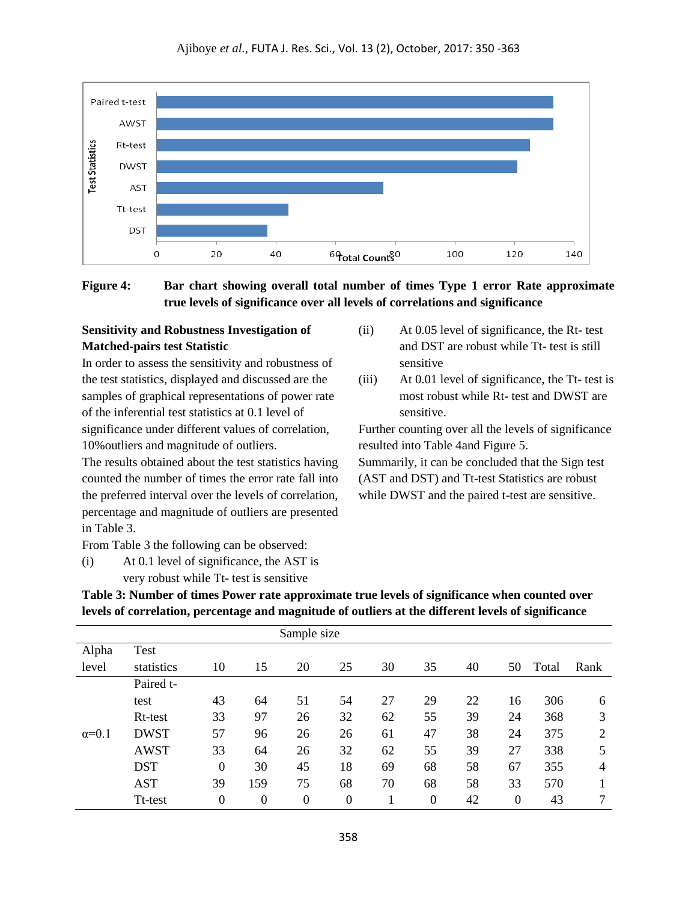**Figure 4:** **Bar chart showing overall total number of times Type 1 error Rate approximate true levels of significance over all levels of correlations and significance**

**Sensitivity and Robustness Investigation of Matched-pairs test Statistic**

In order to assess the sensitivity and robustness of the test statistics, displayed and discussed are the samples of graphical representations of power rate of the inferential test statistics at 0.1 level of significance under different values of correlation, 10%outliers and magnitude of outliers.

The results obtained about the test statistics having counted the number of times the error rate fall into the preferred interval over the levels of correlation, percentage and magnitude of outliers are presented in Table 3.

From Table 3 the following can be observed:

(i) At 0.1 level of significance, the AST is very robust while Tt- test is sensitive

(ii) At 0.05 level of significance, the Rt- test and DST are robust while Tt- test is still sensitive

(iii) At 0.01 level of significance, the Tt- test is most robust while Rt- test and DWST are sensitive.

Further counting over all the levels of significance resulted into Table 4and Figure 5.

Summarily, it can be concluded that the Sign test (AST and DST) and Tt-test Statistics are robust while DWST and the paired t-test are sensitive.

**Table 3: Number of times Power rate approximate true levels of significance when counted over levels of correlation, percentage and magnitude of outliers at the different levels of significance**

| | | Sample size | | | | | | | | | |
|---|---|---|---|---|---|---|---|---|---|---|---|
| Alpha level | Test statistics | 10 | 15 | 20 | 25 | 30 | 35 | 40 | 50 | Total | Rank |
| | Paired t-test | 43 | 64 | 51 | 54 | 27 | 29 | 22 | 16 | 306 | 6 |
| | Rt-test | 33 | 97 | 26 | 32 | 62 | 55 | 39 | 24 | 368 | 3 |
| α=0.1 | DWST | 57 | 96 | 26 | 26 | 61 | 47 | 38 | 24 | 375 | 2 |
| | AWST | 33 | 64 | 26 | 32 | 62 | 55 | 39 | 27 | 338 | 5 |
| | DST | 0 | 30 | 45 | 18 | 69 | 68 | 58 | 67 | 355 | 4 |
| | AST | 39 | 159 | 75 | 68 | 70 | 68 | 58 | 33 | 570 | 1 |
| | Tt-test | 0 | 0 | 0 | 0 | 1 | 0 | 42 | 0 | 43 | 7 |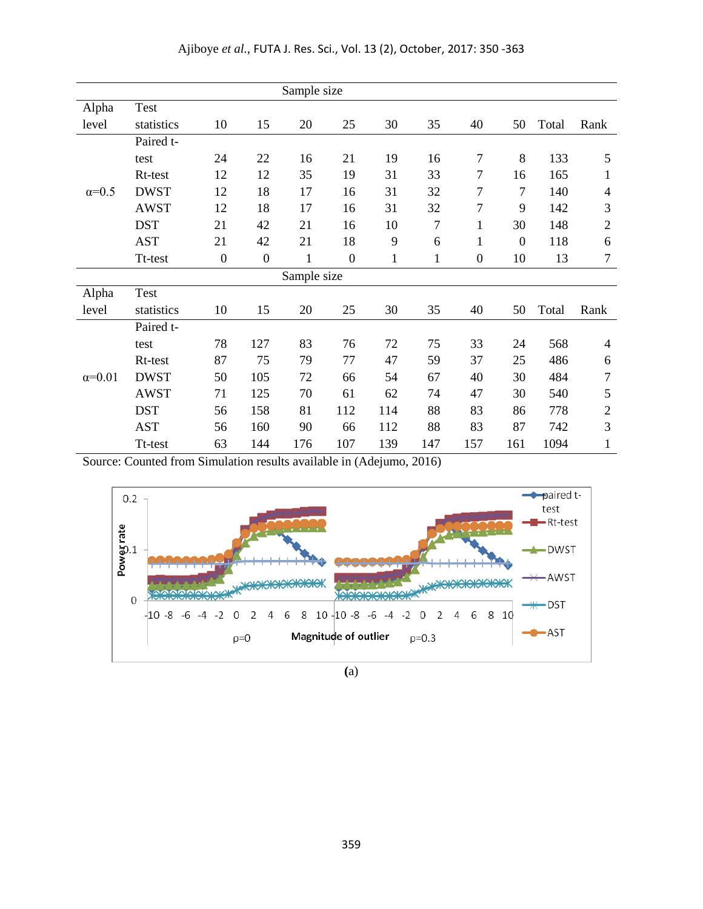| Alpha level | Test statistics | Sample size 10 | 15 | 20 | 25 | 30 | 35 | 40 | 50 | Total | Rank |
|---|---|---|---|---|---|---|---|---|---|---|---|
| α=0.5 | Paired t-test | 24 | 22 | 16 | 21 | 19 | 16 | 7 | 8 | 133 | 5 |
| | Rt-test | 12 | 12 | 35 | 19 | 31 | 33 | 7 | 16 | 165 | 1 |
| | DWST | 12 | 18 | 17 | 16 | 31 | 32 | 7 | 7 | 140 | 4 |
| | AWST | 12 | 18 | 17 | 16 | 31 | 32 | 7 | 9 | 142 | 3 |
| | DST | 21 | 42 | 21 | 16 | 10 | 7 | 1 | 30 | 148 | 2 |
| | AST | 21 | 42 | 21 | 18 | 9 | 6 | 1 | 0 | 118 | 6 |
| | Tt-test | 0 | 0 | 1 | 0 | 1 | 1 | 0 | 10 | 13 | 7 |

| Alpha level | Test statistics | Sample size 10 | 15 | 20 | 25 | 30 | 35 | 40 | 50 | Total | Rank |
|---|---|---|---|---|---|---|---|---|---|---|---|
| α=0.01 | Paired t-test | 78 | 127 | 83 | 76 | 72 | 75 | 33 | 24 | 568 | 4 |
| | Rt-test | 87 | 75 | 79 | 77 | 47 | 59 | 37 | 25 | 486 | 6 |
| | DWST | 50 | 105 | 72 | 66 | 54 | 67 | 40 | 30 | 484 | 7 |
| | AWST | 71 | 125 | 70 | 61 | 62 | 74 | 47 | 30 | 540 | 5 |
| | DST | 56 | 158 | 81 | 112 | 114 | 88 | 83 | 86 | 778 | 2 |
| | AST | 56 | 160 | 90 | 66 | 112 | 88 | 83 | 87 | 742 | 3 |
| | Tt-test | 63 | 144 | 176 | 107 | 139 | 147 | 157 | 161 | 1094 | 1 |

Source: Counted from Simulation results available in (Adejumo, 2016)

(a)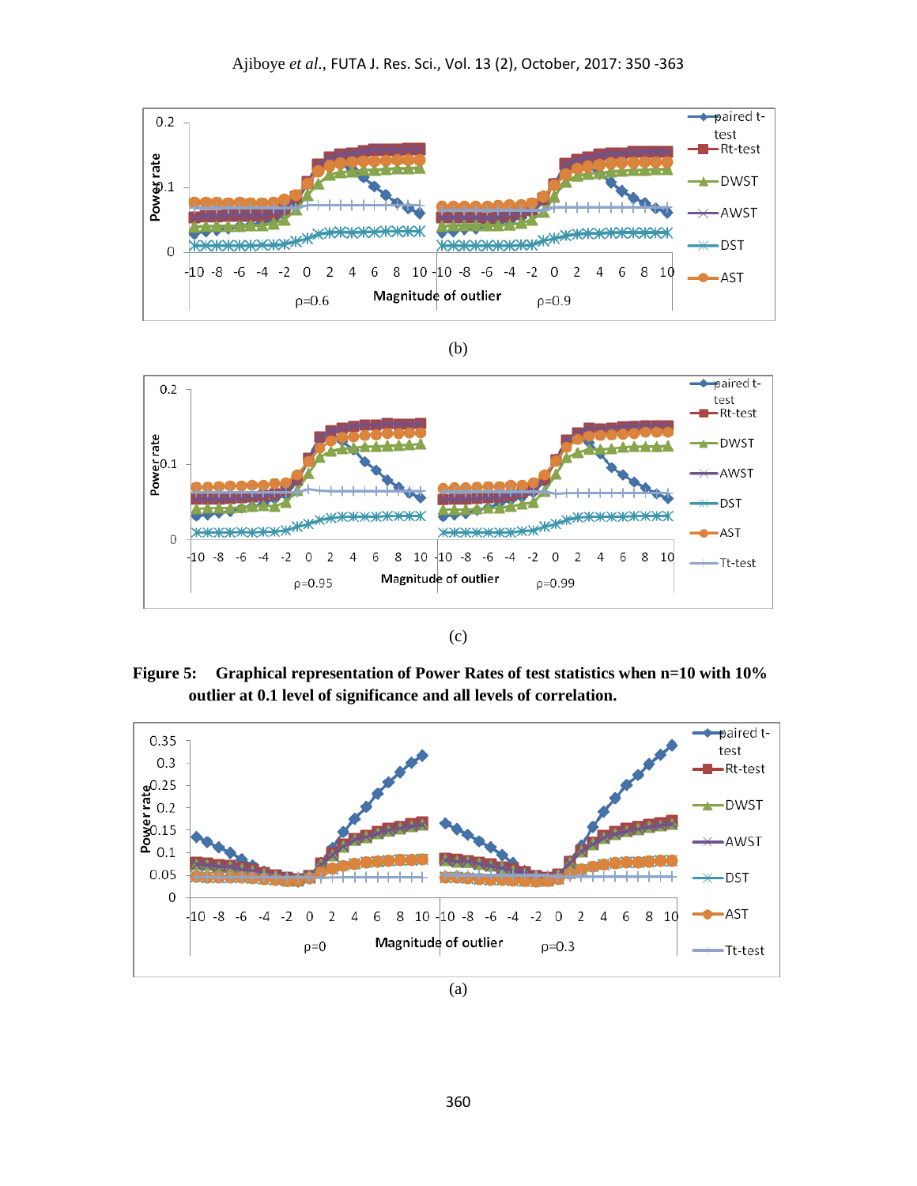(b)

(c)

**Figure 5: Graphical representation of Power Rates of test statistics when n=10 with 10% outlier at 0.1 level of significance and all levels of correlation.**

(a)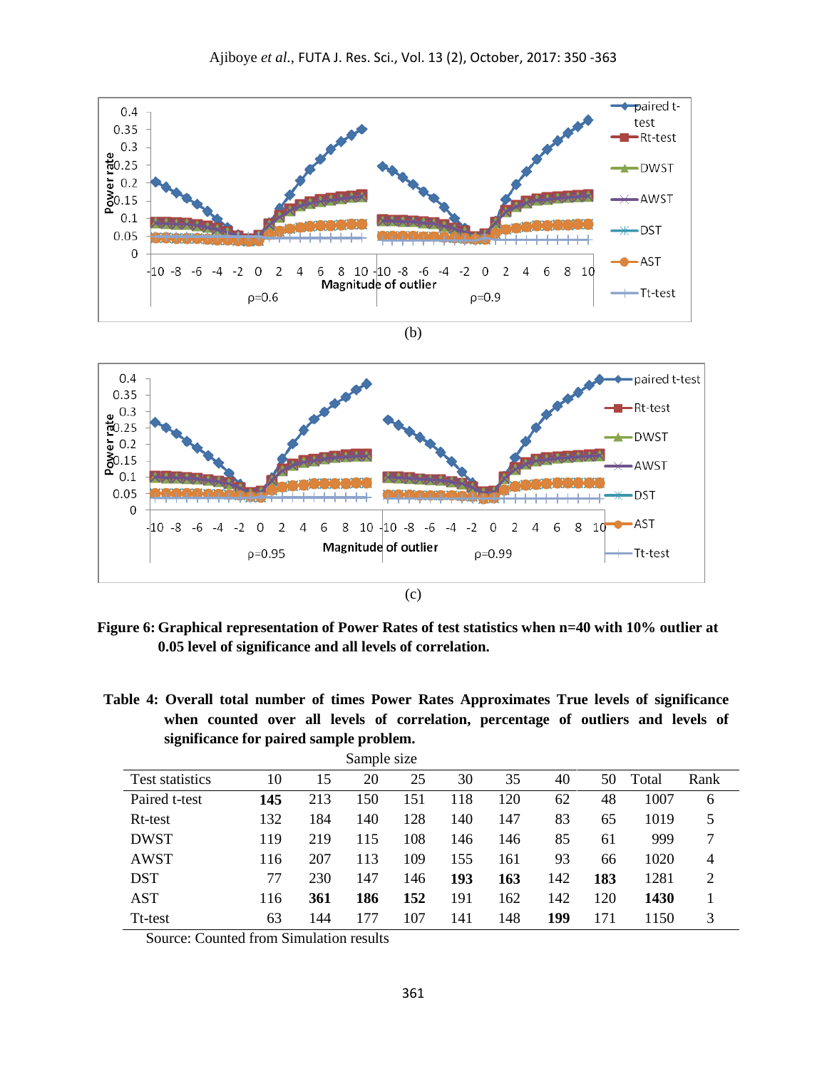(b)

(c)

**Figure 6: Graphical representation of Power Rates of test statistics when n=40 with 10% outlier at 0.05 level of significance and all levels of correlation.**

**Table 4: Overall total number of times Power Rates Approximates True levels of significance when counted over all levels of correlation, percentage of outliers and levels of significance for paired sample problem.**

| | Sample size | | | | | | | | | |
|---|---|---|---|---|---|---|---|---|---|---|
| Test statistics | 10 | 15 | 20 | 25 | 30 | 35 | 40 | 50 | Total | Rank |
| Paired t-test | **145** | 213 | 150 | 151 | 118 | 120 | 62 | 48 | 1007 | 6 |
| Rt-test | 132 | 184 | 140 | 128 | 140 | 147 | 83 | 65 | 1019 | 5 |
| DWST | 119 | 219 | 115 | 108 | 146 | 146 | 85 | 61 | 999 | 7 |
| AWST | 116 | 207 | 113 | 109 | 155 | 161 | 93 | 66 | 1020 | 4 |
| DST | 77 | 230 | 147 | 146 | **193** | **163** | 142 | **183** | 1281 | 2 |
| AST | 116 | **361** | **186** | **152** | 191 | 162 | 142 | 120 | **1430** | 1 |
| Tt-test | 63 | 144 | 177 | 107 | 141 | 148 | **199** | 171 | 1150 | 3 |

Source: Counted from Simulation results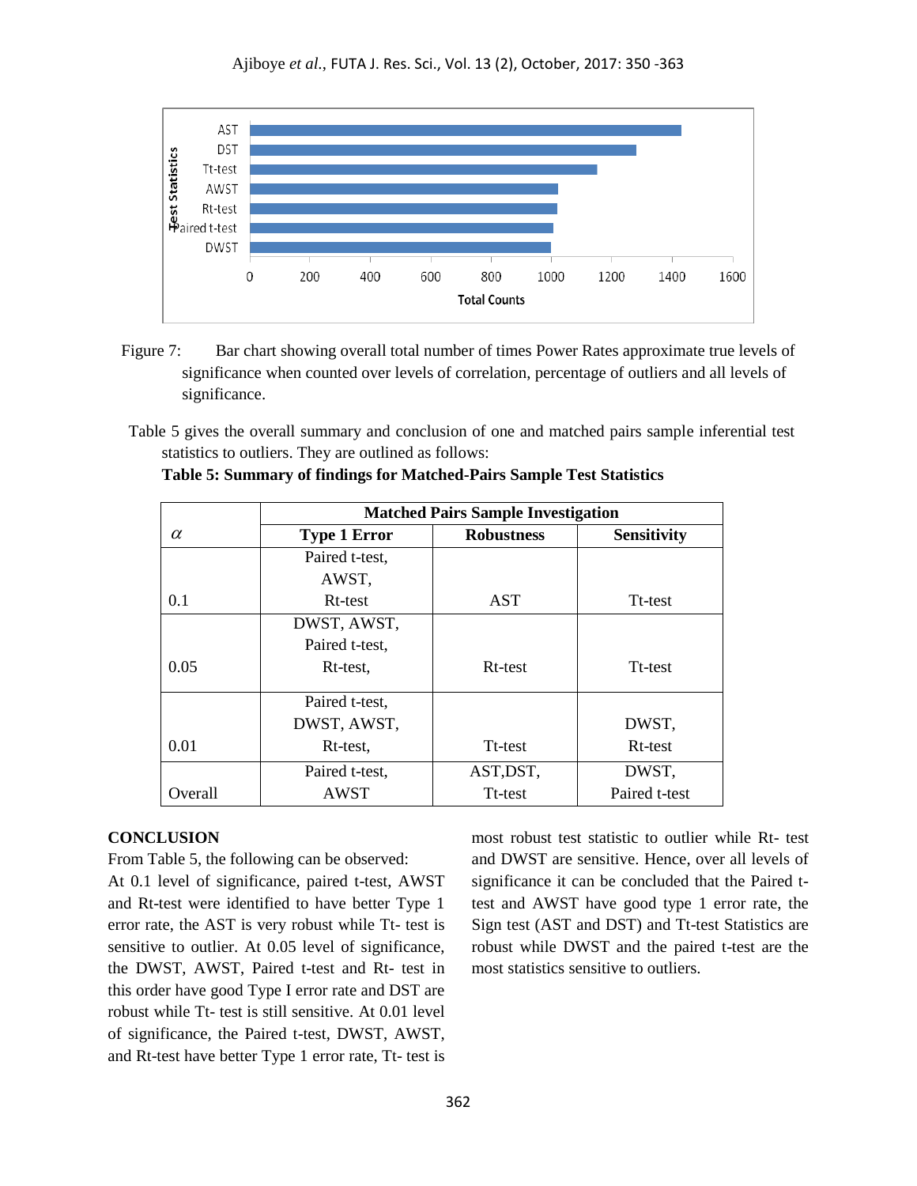Figure 7: Bar chart showing overall total number of times Power Rates approximate true levels of significance when counted over levels of correlation, percentage of outliers and all levels of significance.

Table 5 gives the overall summary and conclusion of one and matched pairs sample inferential test statistics to outliers. They are outlined as follows:

**Table 5: Summary of findings for Matched-Pairs Sample Test Statistics**

| | **Matched Pairs Sample Investigation** | | |
|---|---|---|---|
| $\alpha$ | **Type 1 Error** | **Robustness** | **Sensitivity** |
| 0.1 | Paired t-test, AWST, Rt-test | AST | Tt-test |
| 0.05 | DWST, AWST, Paired t-test, Rt-test, | Rt-test | Tt-test |
| 0.01 | Paired t-test, DWST, AWST, Rt-test, | Tt-test | DWST, Rt-test |
| Overall | Paired t-test, AWST | AST,DST, Tt-test | DWST, Paired t-test |

## CONCLUSION

From Table 5, the following can be observed:

At 0.1 level of significance, paired t-test, AWST and Rt-test were identified to have better Type 1 error rate, the AST is very robust while Tt- test is sensitive to outlier. At 0.05 level of significance, the DWST, AWST, Paired t-test and Rt- test in this order have good Type I error rate and DST are robust while Tt- test is still sensitive. At 0.01 level of significance, the Paired t-test, DWST, AWST, and Rt-test have better Type 1 error rate, Tt- test is most robust test statistic to outlier while Rt- test and DWST are sensitive. Hence, over all levels of significance it can be concluded that the Paired t-test and AWST have good type 1 error rate, the Sign test (AST and DST) and Tt-test Statistics are robust while DWST and the paired t-test are the most statistics sensitive to outliers.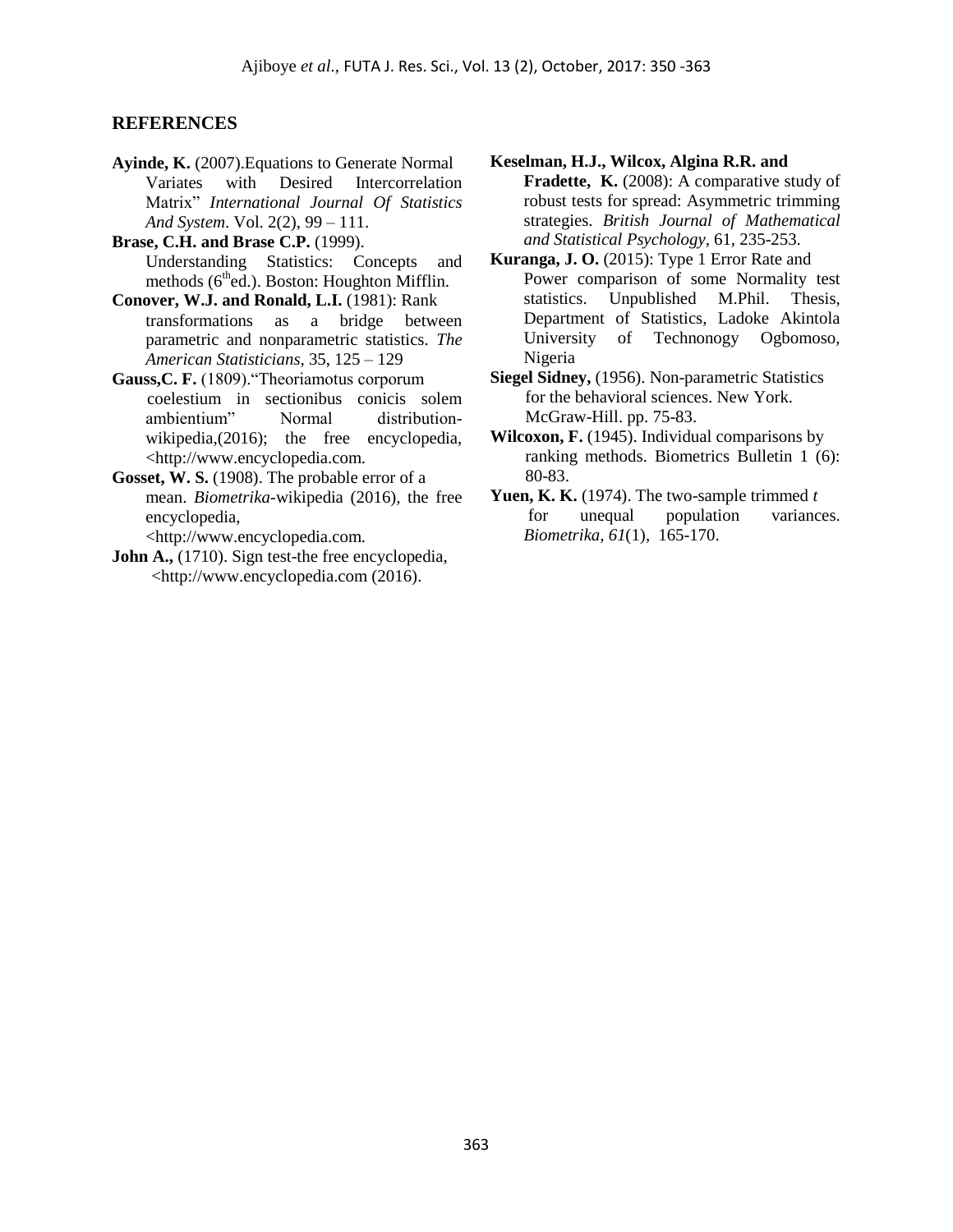## REFERENCES

**Ayinde, K.** (2007).Equations to Generate Normal Variates with Desired Intercorrelation Matrix" *International Journal Of Statistics And System*. Vol. 2(2), 99 – 111.

**Brase, C.H. and Brase C.P.** (1999). Understanding Statistics: Concepts and methods (6th ed.). Boston: Houghton Mifflin.

**Conover, W.J. and Ronald, L.I.** (1981): Rank transformations as a bridge between parametric and nonparametric statistics. *The American Statisticians*, 35, 125 – 129

**Gauss,C. F.** (1809)."Theoriamotus corporum coelestium in sectionibus conicis solem ambientium" Normal distribution-wikipedia,(2016); the free encyclopedia, <http://www.encyclopedia.com.

**Gosset, W. S.** (1908). The probable error of a mean. *Biometrika*-wikipedia (2016), the free encyclopedia, <http://www.encyclopedia.com.

**John A.,** (1710). Sign test-the free encyclopedia, <http://www.encyclopedia.com (2016).

**Keselman, H.J., Wilcox, Algina R.R. and Fradette, K.** (2008): A comparative study of robust tests for spread: Asymmetric trimming strategies. *British Journal of Mathematical and Statistical Psychology*, 61, 235-253.

**Kuranga, J. O.** (2015): Type 1 Error Rate and Power comparison of some Normality test statistics. Unpublished M.Phil. Thesis, Department of Statistics, Ladoke Akintola University of Technonogy Ogbomoso, Nigeria

**Siegel Sidney,** (1956). Non-parametric Statistics for the behavioral sciences. New York. McGraw-Hill. pp. 75-83.

**Wilcoxon, F.** (1945). Individual comparisons by ranking methods. Biometrics Bulletin 1 (6): 80-83.

**Yuen, K. K.** (1974). The two-sample trimmed *t* for unequal population variances. *Biometrika, 61*(1), 165-170.